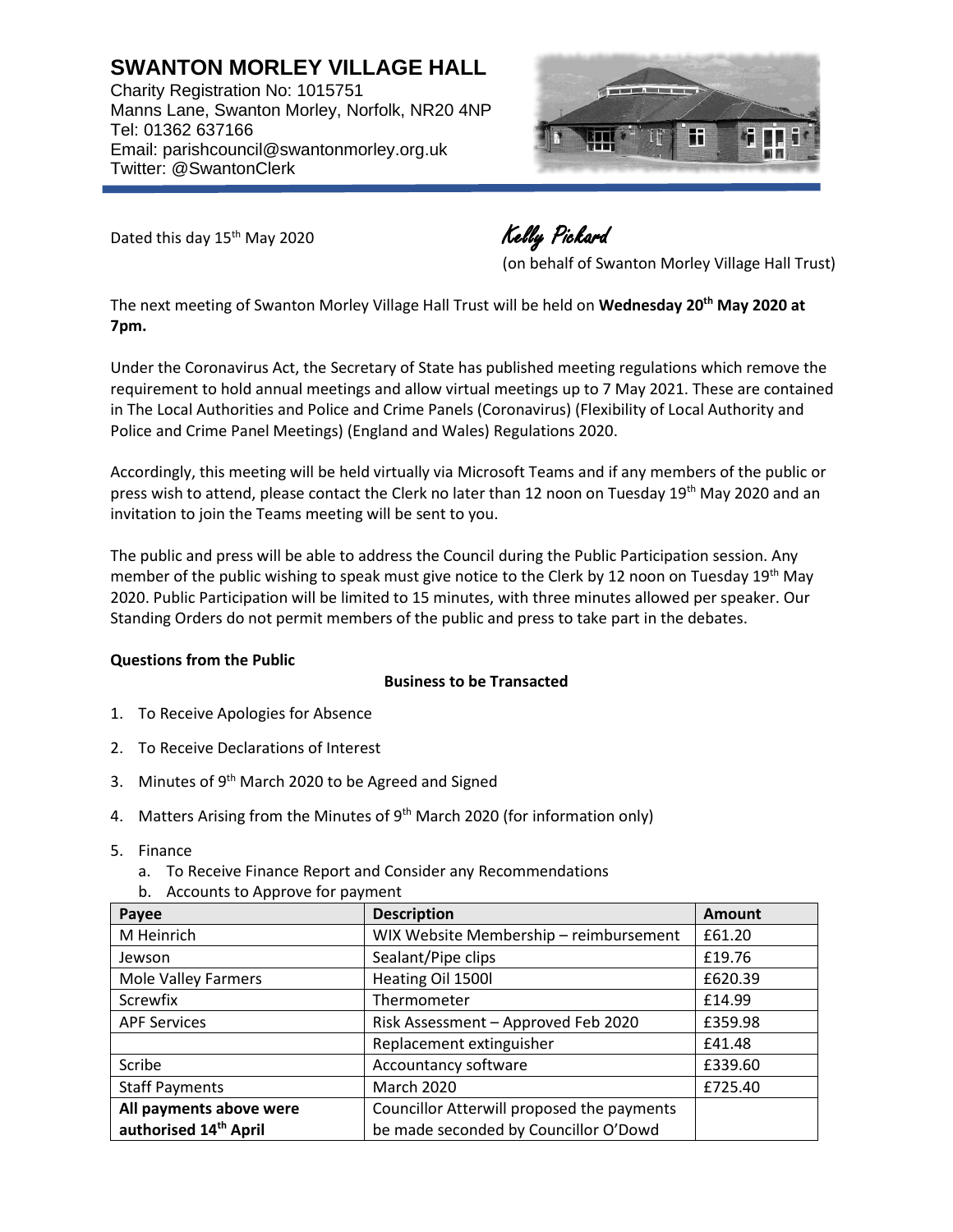# SWANTON MORLEY VILLAGE HALL

Charity Registration No: 1015751
Manns Lane, Swanton Morley, Norfolk, NR20 4NP
Tel: 01362 637166
Email: parishcouncil@swantonmorley.org.uk
Twitter: @SwantonClerk

Dated this day 15th May 2020

*Kelly Pickard*
(on behalf of Swanton Morley Village Hall Trust)

The next meeting of Swanton Morley Village Hall Trust will be held on **Wednesday 20th May 2020 at 7pm.**

Under the Coronavirus Act, the Secretary of State has published meeting regulations which remove the requirement to hold annual meetings and allow virtual meetings up to 7 May 2021. These are contained in The Local Authorities and Police and Crime Panels (Coronavirus) (Flexibility of Local Authority and Police and Crime Panel Meetings) (England and Wales) Regulations 2020.

Accordingly, this meeting will be held virtually via Microsoft Teams and if any members of the public or press wish to attend, please contact the Clerk no later than 12 noon on Tuesday 19th May 2020 and an invitation to join the Teams meeting will be sent to you.

The public and press will be able to address the Council during the Public Participation session. Any member of the public wishing to speak must give notice to the Clerk by 12 noon on Tuesday 19th May 2020. Public Participation will be limited to 15 minutes, with three minutes allowed per speaker. Our Standing Orders do not permit members of the public and press to take part in the debates.

**Questions from the Public**

**Business to be Transacted**

1. To Receive Apologies for Absence
2. To Receive Declarations of Interest
3. Minutes of 9th March 2020 to be Agreed and Signed
4. Matters Arising from the Minutes of 9th March 2020 (for information only)
5. Finance
   a. To Receive Finance Report and Consider any Recommendations
   b. Accounts to Approve for payment

| Payee | Description | Amount |
|---|---|---|
| M Heinrich | WIX Website Membership – reimbursement | £61.20 |
| Jewson | Sealant/Pipe clips | £19.76 |
| Mole Valley Farmers | Heating Oil 1500l | £620.39 |
| Screwfix | Thermometer | £14.99 |
| APF Services | Risk Assessment – Approved Feb 2020 | £359.98 |
| | Replacement extinguisher | £41.48 |
| Scribe | Accountancy software | £339.60 |
| Staff Payments | March 2020 | £725.40 |
| **All payments above were authorised 14th April** | Councillor Atterwill proposed the payments be made seconded by Councillor O'Dowd | |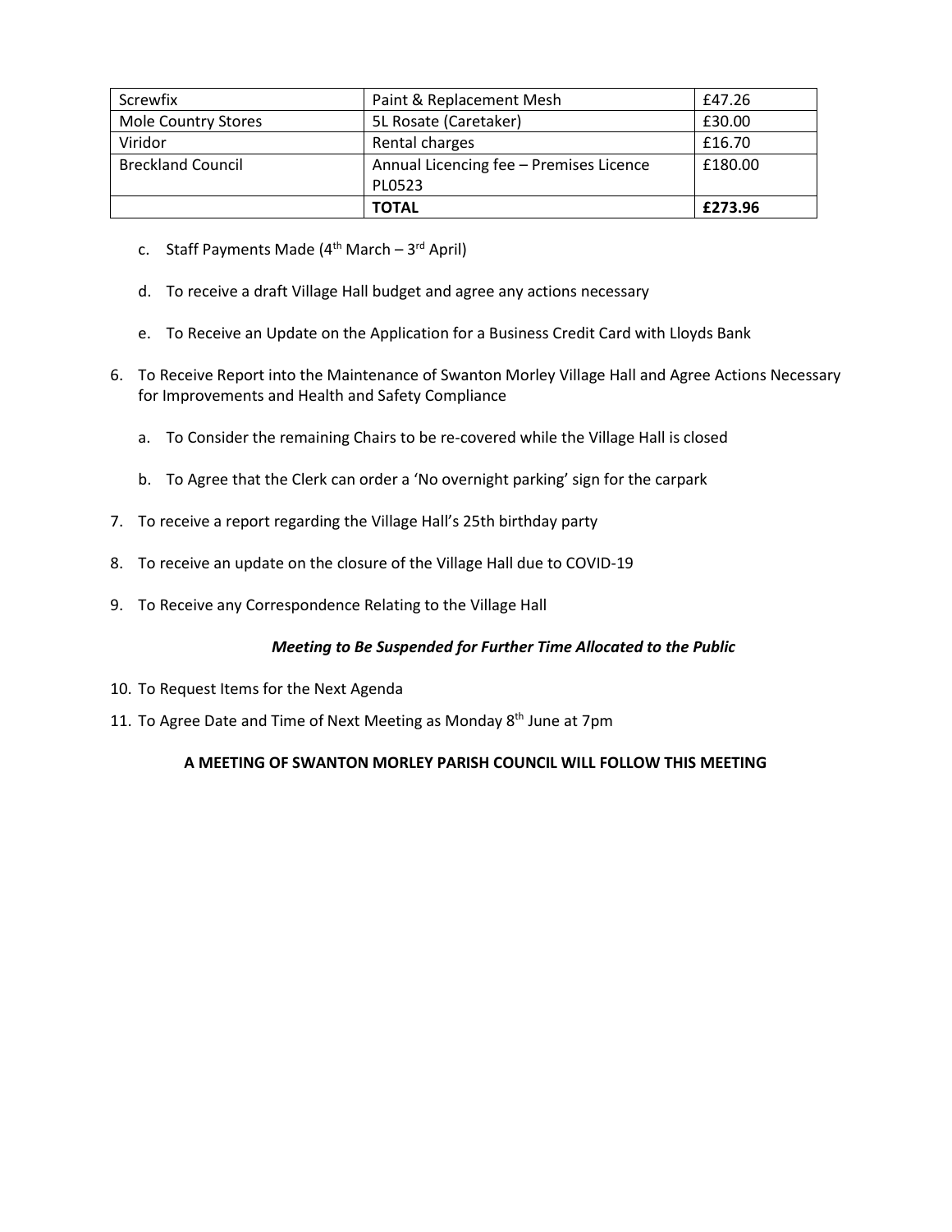| | | |
|---|---|---|
| Screwfix | Paint & Replacement Mesh | £47.26 |
| Mole Country Stores | 5L Rosate (Caretaker) | £30.00 |
| Viridor | Rental charges | £16.70 |
| Breckland Council | Annual Licencing fee – Premises Licence PL0523 | £180.00 |
| | **TOTAL** | **£273.96** |

c. Staff Payments Made (4th March – 3rd April)

d. To receive a draft Village Hall budget and agree any actions necessary

e. To Receive an Update on the Application for a Business Credit Card with Lloyds Bank

6. To Receive Report into the Maintenance of Swanton Morley Village Hall and Agree Actions Necessary for Improvements and Health and Safety Compliance

   a. To Consider the remaining Chairs to be re-covered while the Village Hall is closed

   b. To Agree that the Clerk can order a 'No overnight parking' sign for the carpark

7. To receive a report regarding the Village Hall's 25th birthday party

8. To receive an update on the closure of the Village Hall due to COVID-19

9. To Receive any Correspondence Relating to the Village Hall

***Meeting to Be Suspended for Further Time Allocated to the Public***

10. To Request Items for the Next Agenda

11. To Agree Date and Time of Next Meeting as Monday 8th June at 7pm

**A MEETING OF SWANTON MORLEY PARISH COUNCIL WILL FOLLOW THIS MEETING**